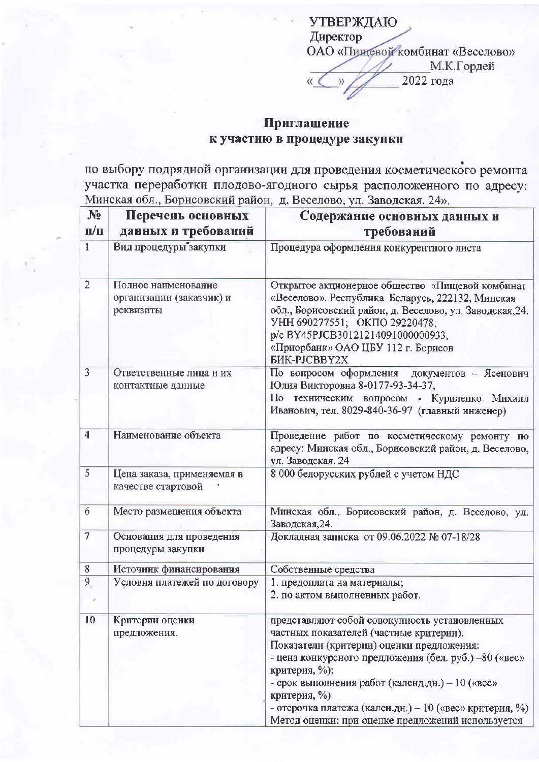УТВЕРЖДАЮ
Директор
ОАО «Пищевой комбинат «Веселово»
_____________________ М.К.Гордей
«____» ________ 2022 года

## Приглашение
## к участию в процедуре закупки

по выбору подрядной организации для проведения косметического ремонта участка переработки плодово-ягодного сырья расположенного по адресу: Минская обл., Борисовский район, д. Веселово, ул. Заводская. 24».

| № п/п | Перечень основных данных и требований | Содержание основных данных и требований |
|---|---|---|
| 1 | Вид процедуры закупки | Процедура оформления конкурентного листа |
| 2 | Полное наименование организации (заказчик) и реквизиты | Открытое акционерное общество «Пищевой комбинат «Веселово». Республика Беларусь, 222132, Минская обл., Борисовский район, д. Веселово, ул. Заводская,24. УНН 690277551; ОКПО 29220478; р/с BY45PJCB30121214091000000933, «Приорбанк» ОАО ЦБУ 112 г. Борисов БИК-PJCBBY2X |
| 3 | Ответственные лица и их контактные данные | По вопросом оформления документов – Ясенович Юлия Викторовна 8-0177-93-34-37,<br>По техническим вопросом - Куриленко Михаил Иванович, тел. 8029-840-36-97 (главный инженер) |
| 4 | Наименование объекта | Проведение работ по косметическому ремонту по адресу: Минская обл., Борисовский район, д. Веселово, ул. Заводская. 24 |
| 5 | Цена заказа, применяемая в качестве стартовой | 8 000 белорусских рублей с учетом НДС |
| 6 | Место размещения объекта | Минская обл., Борисовский район, д. Веселово, ул. Заводская,24. |
| 7 | Основания для проведения процедуры закупки | Докладная записка от 09.06.2022 № 07-18/28 |
| 8 | Источник финансирования | Собственные средства |
| 9 | Условия платежей по договору | 1. предоплата на материалы;<br>2. по актом выполненных работ. |
| 10 | Критерии оценки предложения. | представляют собой совокупность установленных частных показателей (частные критерии).<br>Показатели (критерии) оценки предложения:<br>- цена конкурсного предложения (бел. руб.) –80 («вес» критерия, %);<br>- срок выполнения работ (календ.дн.) – 10 («вес» критерия, %)<br>- отсрочка платежа (кален.дн.) – 10 («вес» критерия, %)<br>Метод оценки: при оценке предложений используется |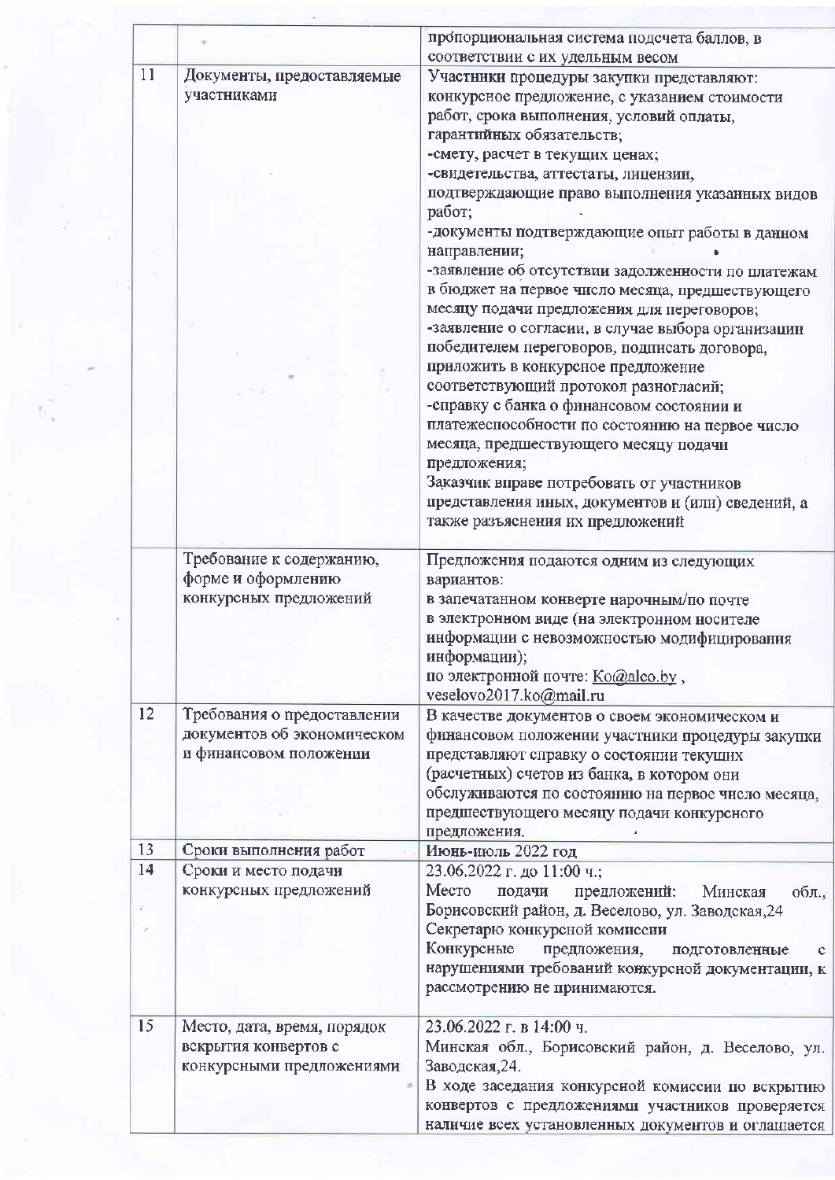| | | |
|---|---|---|
| | | пропорциональная система подсчета баллов, в соответствии с их удельным весом |
| 11 | Документы, предоставляемые участниками | Участники процедуры закупки представляют: конкурсное предложение, с указанием стоимости работ, срока выполнения, условий оплаты, гарантийных обязательств;<br>-смету, расчет в текущих ценах;<br>-свидетельства, аттестаты, лицензии, подтверждающие право выполнения указанных видов работ;<br>-документы подтверждающие опыт работы в данном направлении;<br>-заявление об отсутствии задолженности по платежам в бюджет на первое число месяца, предшествующего месяцу подачи предложения для переговоров;<br>-заявление о согласии, в случае выбора организации победителем переговоров, подписать договора, приложить в конкурсное предложение соответствующий протокол разногласий;<br>-справку с банка о финансовом состоянии и платежеспособности по состоянию на первое число месяца, предшествующего месяцу подачи предложения;<br>Заказчик вправе потребовать от участников представления иных, документов и (или) сведений, а также разъяснения их предложений |
| | Требование к содержанию, форме и оформлению конкурсных предложений | Предложения подаются одним из следующих вариантов:<br>в запечатанном конверте нарочным/по почте<br>в электронном виде (на электронном носителе информации с невозможностью модифицирования информации);<br>по электронной почте: Ko@alco.by , veselovo2017.ko@mail.ru |
| 12 | Требования о предоставлении документов об экономическом и финансовом положении | В качестве документов о своем экономическом и финансовом положении участники процедуры закупки представляют справку о состоянии текущих (расчетных) счетов из банка, в котором они обслуживаются по состоянию на первое число месяца, предшествующего месяцу подачи конкурсного предложения. |
| 13 | Сроки выполнения работ | Июнь-июль 2022 год |
| 14 | Сроки и место подачи конкурсных предложений | 23.06.2022 г. до 11:00 ч.;<br>Место подачи предложений: Минская обл., Борисовский район, д. Веселово, ул. Заводская,24<br>Секретарю конкурсной комиссии<br>Конкурсные предложения, подготовленные с нарушениями требований конкурсной документации, к рассмотрению не принимаются. |
| 15 | Место, дата, время, порядок вскрытия конвертов с конкурсными предложениями | 23.06.2022 г. в 14:00 ч.<br>Минская обл., Борисовский район, д. Веселово, ул. Заводская,24.<br>В ходе заседания конкурсной комиссии по вскрытию конвертов с предложениями участников проверяется наличие всех установленных документов и оглашается |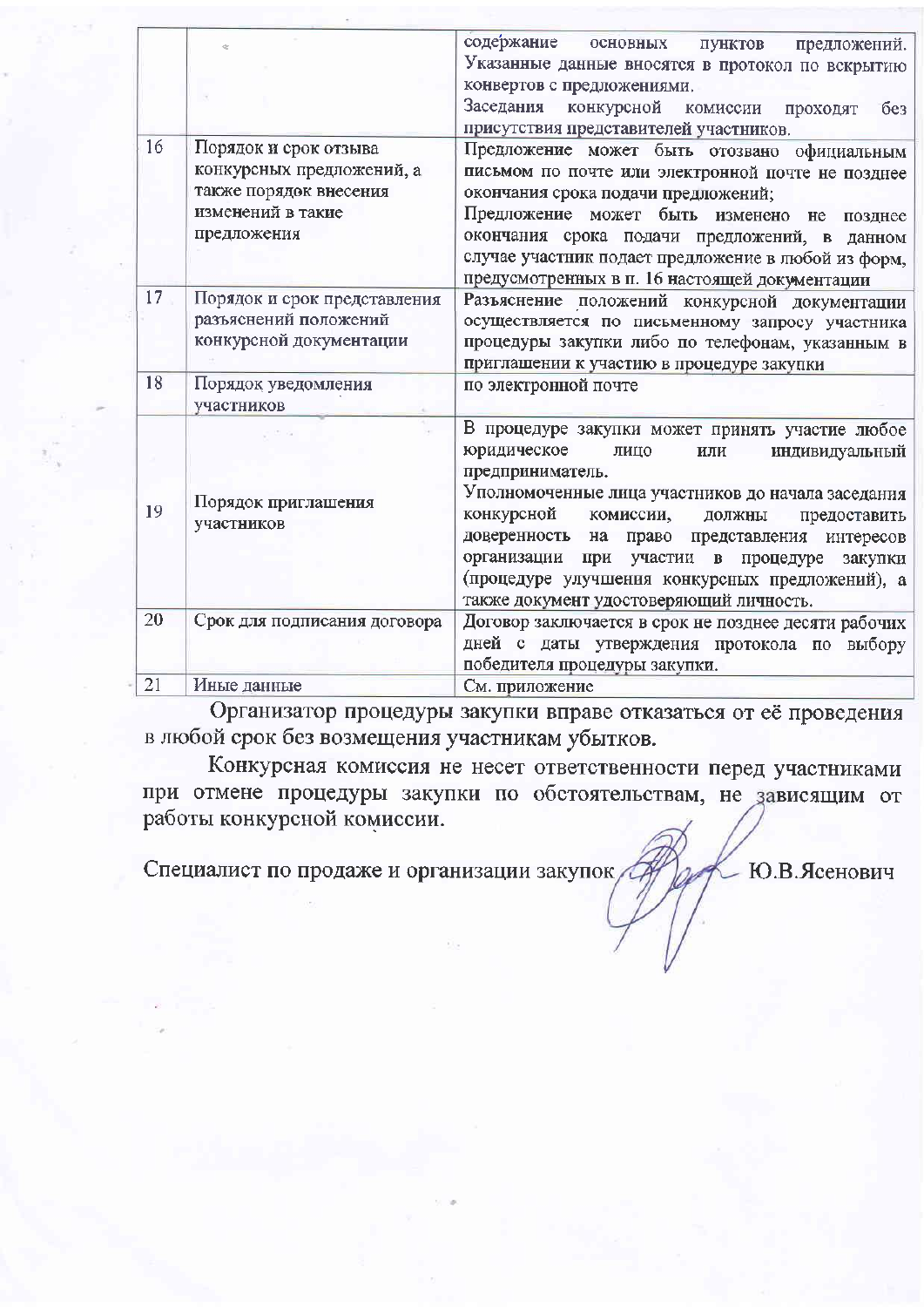| | | |
|---|---|---|
| | | содержание основных пунктов предложений. Указанные данные вносятся в протокол по вскрытию конвертов с предложениями. Заседания конкурсной комиссии проходят без присутствия представителей участников. |
| 16 | Порядок и срок отзыва конкурсных предложений, а также порядок внесения изменений в такие предложения | Предложение может быть отозвано официальным письмом по почте или электронной почте не позднее окончания срока подачи предложений; Предложение может быть изменено не позднее окончания срока подачи предложений, в данном случае участник подает предложение в любой из форм, предусмотренных в п. 16 настоящей документации |
| 17 | Порядок и срок представления разъяснений положений конкурсной документации | Разъяснение положений конкурсной документации осуществляется по письменному запросу участника процедуры закупки либо по телефонам, указанным в приглашении к участию в процедуре закупки |
| 18 | Порядок уведомления участников | по электронной почте |
| 19 | Порядок приглашения участников | В процедуре закупки может принять участие любое юридическое лицо или индивидуальный предприниматель. Уполномоченные лица участников до начала заседания конкурсной комиссии, должны предоставить доверенность на право представления интересов организации при участии в процедуре закупки (процедуре улучшения конкурсных предложений), а также документ удостоверяющий личность. |
| 20 | Срок для подписания договора | Договор заключается в срок не позднее десяти рабочих дней с даты утверждения протокола по выбору победителя процедуры закупки. |
| 21 | Иные данные | См. приложение |

Организатор процедуры закупки вправе отказаться от её проведения в любой срок без возмещения участникам убытков.

Конкурсная комиссия не несет ответственности перед участниками при отмене процедуры закупки по обстоятельствам, не зависящим от работы конкурсной комиссии.

Специалист по продаже и организации закупок Ю.В.Ясенович